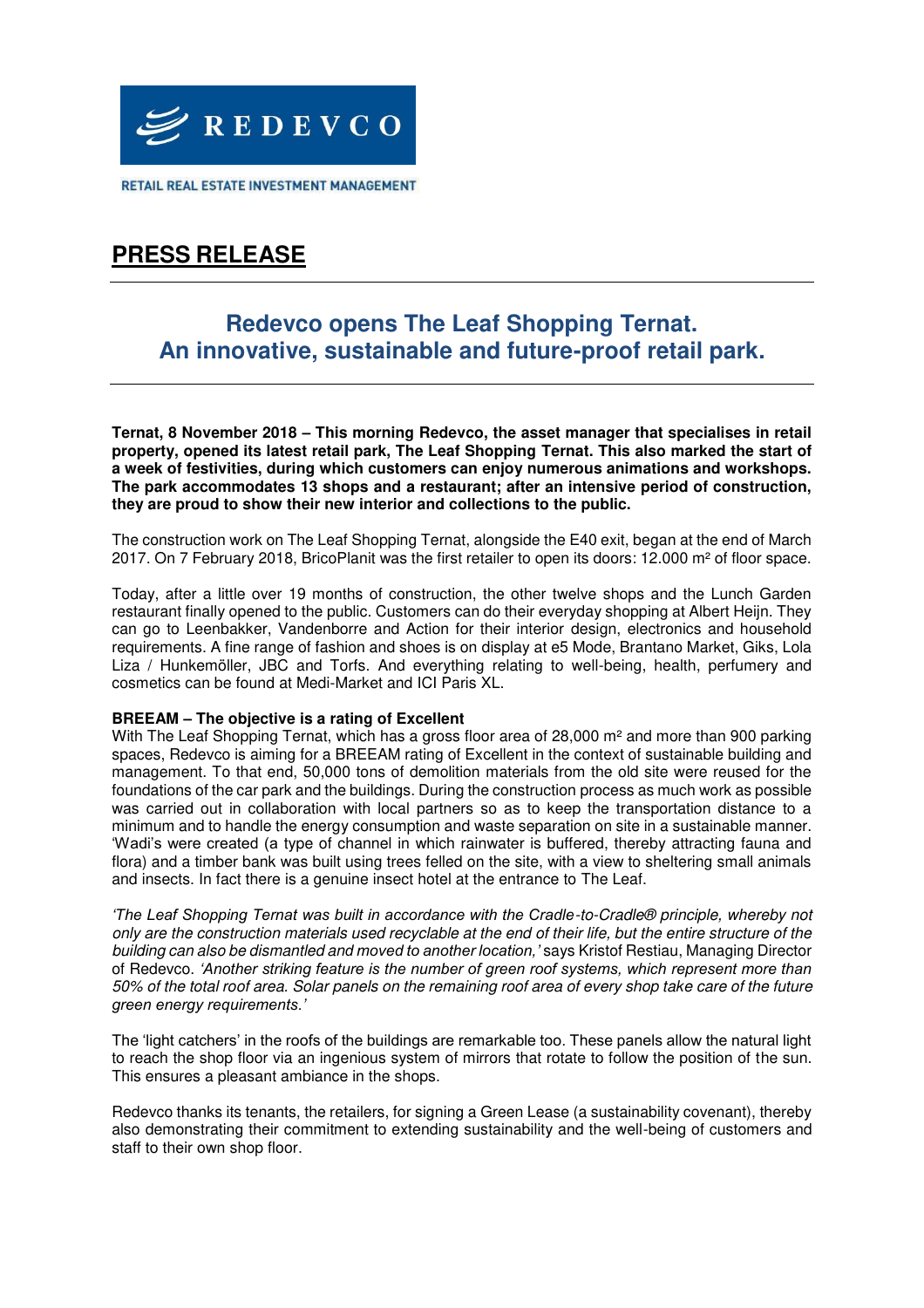REDEVCO

RETAIL REAL ESTATE INVESTMENT MANAGEMENT

# PRESS RELEASE

## Redevco opens The Leaf Shopping Ternat. An innovative, sustainable and future-proof retail park.

**Ternat, 8 November 2018 – This morning Redevco, the asset manager that specialises in retail property, opened its latest retail park, The Leaf Shopping Ternat. This also marked the start of a week of festivities, during which customers can enjoy numerous animations and workshops. The park accommodates 13 shops and a restaurant; after an intensive period of construction, they are proud to show their new interior and collections to the public.**

The construction work on The Leaf Shopping Ternat, alongside the E40 exit, began at the end of March 2017. On 7 February 2018, BricoPlanit was the first retailer to open its doors: 12.000 m² of floor space.

Today, after a little over 19 months of construction, the other twelve shops and the Lunch Garden restaurant finally opened to the public. Customers can do their everyday shopping at Albert Heijn. They can go to Leenbakker, Vandenborre and Action for their interior design, electronics and household requirements. A fine range of fashion and shoes is on display at e5 Mode, Brantano Market, Giks, Lola Liza / Hunkemöller, JBC and Torfs. And everything relating to well-being, health, perfumery and cosmetics can be found at Medi-Market and ICI Paris XL.

**BREEAM – The objective is a rating of Excellent**

With The Leaf Shopping Ternat, which has a gross floor area of 28,000 m² and more than 900 parking spaces, Redevco is aiming for a BREEAM rating of Excellent in the context of sustainable building and management. To that end, 50,000 tons of demolition materials from the old site were reused for the foundations of the car park and the buildings. During the construction process as much work as possible was carried out in collaboration with local partners so as to keep the transportation distance to a minimum and to handle the energy consumption and waste separation on site in a sustainable manner. 'Wadi's were created (a type of channel in which rainwater is buffered, thereby attracting fauna and flora) and a timber bank was built using trees felled on the site, with a view to sheltering small animals and insects. In fact there is a genuine insect hotel at the entrance to The Leaf.

*'The Leaf Shopping Ternat was built in accordance with the Cradle-to-Cradle® principle, whereby not only are the construction materials used recyclable at the end of their life, but the entire structure of the building can also be dismantled and moved to another location,'* says Kristof Restiau, Managing Director of Redevco. *'Another striking feature is the number of green roof systems, which represent more than 50% of the total roof area. Solar panels on the remaining roof area of every shop take care of the future green energy requirements.'*

The 'light catchers' in the roofs of the buildings are remarkable too. These panels allow the natural light to reach the shop floor via an ingenious system of mirrors that rotate to follow the position of the sun. This ensures a pleasant ambiance in the shops.

Redevco thanks its tenants, the retailers, for signing a Green Lease (a sustainability covenant), thereby also demonstrating their commitment to extending sustainability and the well-being of customers and staff to their own shop floor.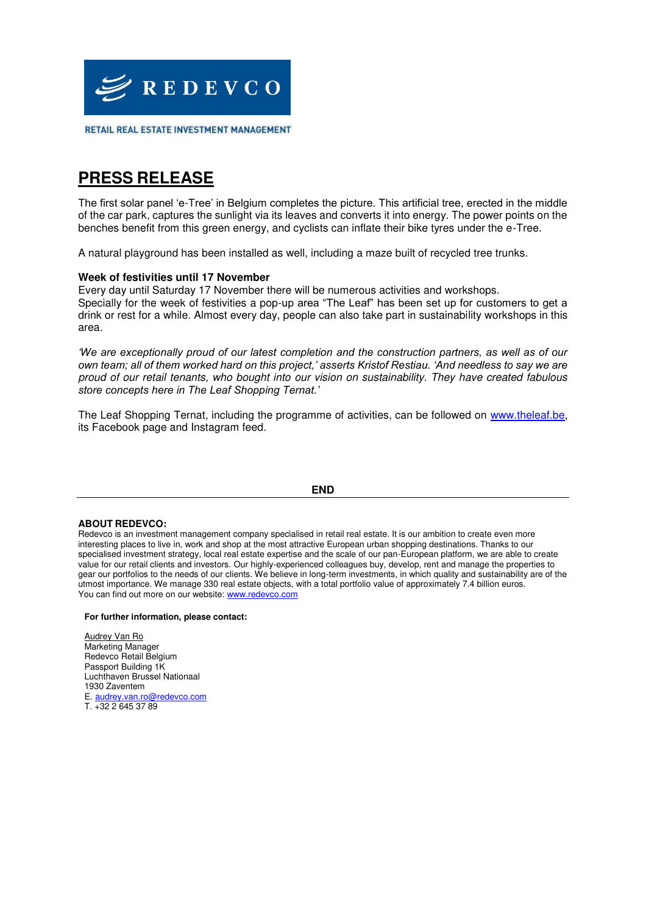REDEVCO

RETAIL REAL ESTATE INVESTMENT MANAGEMENT

# PRESS RELEASE

The first solar panel 'e-Tree' in Belgium completes the picture. This artificial tree, erected in the middle of the car park, captures the sunlight via its leaves and converts it into energy. The power points on the benches benefit from this green energy, and cyclists can inflate their bike tyres under the e-Tree.

A natural playground has been installed as well, including a maze built of recycled tree trunks.

**Week of festivities until 17 November**
Every day until Saturday 17 November there will be numerous activities and workshops.
Specially for the week of festivities a pop-up area "The Leaf" has been set up for customers to get a drink or rest for a while. Almost every day, people can also take part in sustainability workshops in this area.

*'We are exceptionally proud of our latest completion and the construction partners, as well as of our own team; all of them worked hard on this project,' asserts Kristof Restiau. 'And needless to say we are proud of our retail tenants, who bought into our vision on sustainability. They have created fabulous store concepts here in The Leaf Shopping Ternat.'*

The Leaf Shopping Ternat, including the programme of activities, can be followed on www.theleaf.be, its Facebook page and Instagram feed.

**END**

---

**ABOUT REDEVCO:**
Redevco is an investment management company specialised in retail real estate. It is our ambition to create even more interesting places to live in, work and shop at the most attractive European urban shopping destinations. Thanks to our specialised investment strategy, local real estate expertise and the scale of our pan-European platform, we are able to create value for our retail clients and investors. Our highly-experienced colleagues buy, develop, rent and manage the properties to gear our portfolios to the needs of our clients. We believe in long-term investments, in which quality and sustainability are of the utmost importance. We manage 330 real estate objects, with a total portfolio value of approximately 7.4 billion euros.
You can find out more on our website: www.redevco.com

**For further information, please contact:**

Audrey Van Ro
Marketing Manager
Redevco Retail Belgium
Passport Building 1K
Luchthaven Brussel Nationaal
1930 Zaventem
E. audrey.van.ro@redevco.com
T. +32 2 645 37 89